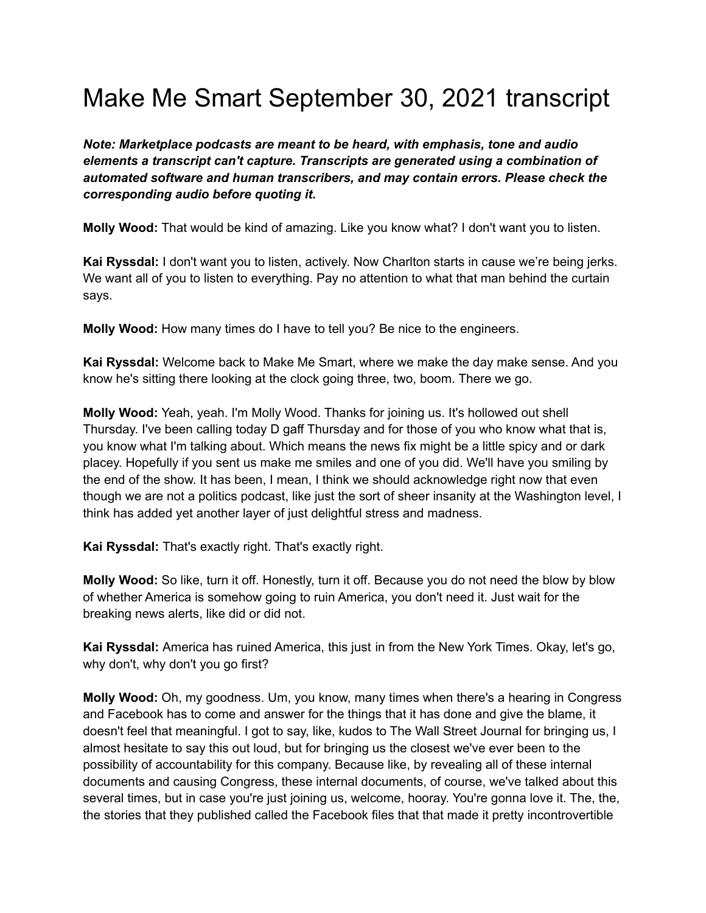# Make Me Smart September 30, 2021 transcript

***Note: Marketplace podcasts are meant to be heard, with emphasis, tone and audio elements a transcript can't capture. Transcripts are generated using a combination of automated software and human transcribers, and may contain errors. Please check the corresponding audio before quoting it.***

**Molly Wood:** That would be kind of amazing. Like you know what? I don't want you to listen.

**Kai Ryssdal:** I don't want you to listen, actively. Now Charlton starts in cause we’re being jerks. We want all of you to listen to everything. Pay no attention to what that man behind the curtain says.

**Molly Wood:** How many times do I have to tell you? Be nice to the engineers.

**Kai Ryssdal:** Welcome back to Make Me Smart, where we make the day make sense. And you know he's sitting there looking at the clock going three, two, boom. There we go.

**Molly Wood:** Yeah, yeah. I'm Molly Wood. Thanks for joining us. It's hollowed out shell Thursday. I've been calling today D gaff Thursday and for those of you who know what that is, you know what I'm talking about. Which means the news fix might be a little spicy and or dark placey. Hopefully if you sent us make me smiles and one of you did. We'll have you smiling by the end of the show. It has been, I mean, I think we should acknowledge right now that even though we are not a politics podcast, like just the sort of sheer insanity at the Washington level, I think has added yet another layer of just delightful stress and madness.

**Kai Ryssdal:** That's exactly right. That's exactly right.

**Molly Wood:** So like, turn it off. Honestly, turn it off. Because you do not need the blow by blow of whether America is somehow going to ruin America, you don't need it. Just wait for the breaking news alerts, like did or did not.

**Kai Ryssdal:** America has ruined America, this just in from the New York Times. Okay, let's go, why don't, why don't you go first?

**Molly Wood:** Oh, my goodness. Um, you know, many times when there's a hearing in Congress and Facebook has to come and answer for the things that it has done and give the blame, it doesn't feel that meaningful. I got to say, like, kudos to The Wall Street Journal for bringing us, I almost hesitate to say this out loud, but for bringing us the closest we've ever been to the possibility of accountability for this company. Because like, by revealing all of these internal documents and causing Congress, these internal documents, of course, we've talked about this several times, but in case you're just joining us, welcome, hooray. You're gonna love it. The, the, the stories that they published called the Facebook files that that made it pretty incontrovertible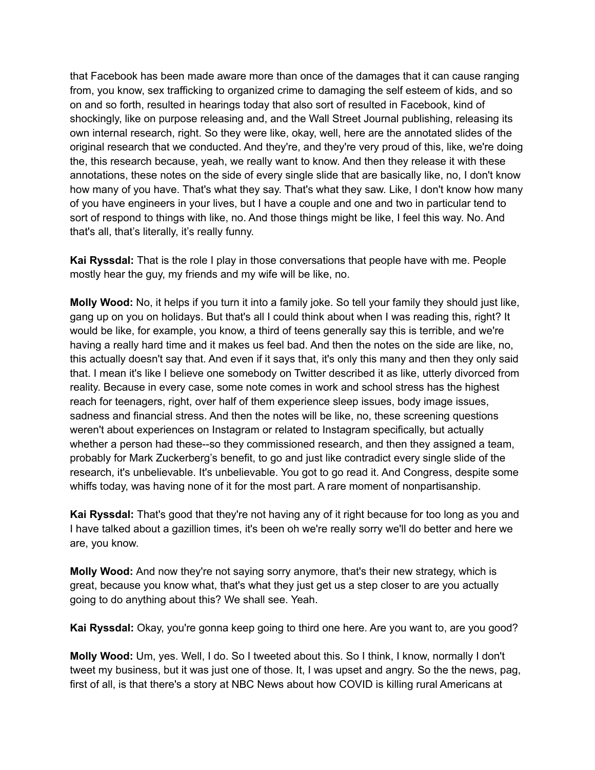that Facebook has been made aware more than once of the damages that it can cause ranging from, you know, sex trafficking to organized crime to damaging the self esteem of kids, and so on and so forth, resulted in hearings today that also sort of resulted in Facebook, kind of shockingly, like on purpose releasing and, and the Wall Street Journal publishing, releasing its own internal research, right. So they were like, okay, well, here are the annotated slides of the original research that we conducted. And they're, and they're very proud of this, like, we're doing the, this research because, yeah, we really want to know. And then they release it with these annotations, these notes on the side of every single slide that are basically like, no, I don't know how many of you have. That's what they say. That's what they saw. Like, I don't know how many of you have engineers in your lives, but I have a couple and one and two in particular tend to sort of respond to things with like, no. And those things might be like, I feel this way. No. And that's all, that's literally, it's really funny.

**Kai Ryssdal:** That is the role I play in those conversations that people have with me. People mostly hear the guy, my friends and my wife will be like, no.

**Molly Wood:** No, it helps if you turn it into a family joke. So tell your family they should just like, gang up on you on holidays. But that's all I could think about when I was reading this, right? It would be like, for example, you know, a third of teens generally say this is terrible, and we're having a really hard time and it makes us feel bad. And then the notes on the side are like, no, this actually doesn't say that. And even if it says that, it's only this many and then they only said that. I mean it's like I believe one somebody on Twitter described it as like, utterly divorced from reality. Because in every case, some note comes in work and school stress has the highest reach for teenagers, right, over half of them experience sleep issues, body image issues, sadness and financial stress. And then the notes will be like, no, these screening questions weren't about experiences on Instagram or related to Instagram specifically, but actually whether a person had these--so they commissioned research, and then they assigned a team, probably for Mark Zuckerberg's benefit, to go and just like contradict every single slide of the research, it's unbelievable. It's unbelievable. You got to go read it. And Congress, despite some whiffs today, was having none of it for the most part. A rare moment of nonpartisanship.

**Kai Ryssdal:** That's good that they're not having any of it right because for too long as you and I have talked about a gazillion times, it's been oh we're really sorry we'll do better and here we are, you know.

**Molly Wood:** And now they're not saying sorry anymore, that's their new strategy, which is great, because you know what, that's what they just get us a step closer to are you actually going to do anything about this? We shall see. Yeah.

**Kai Ryssdal:** Okay, you're gonna keep going to third one here. Are you want to, are you good?

**Molly Wood:** Um, yes. Well, I do. So I tweeted about this. So I think, I know, normally I don't tweet my business, but it was just one of those. It, I was upset and angry. So the the news, pag, first of all, is that there's a story at NBC News about how COVID is killing rural Americans at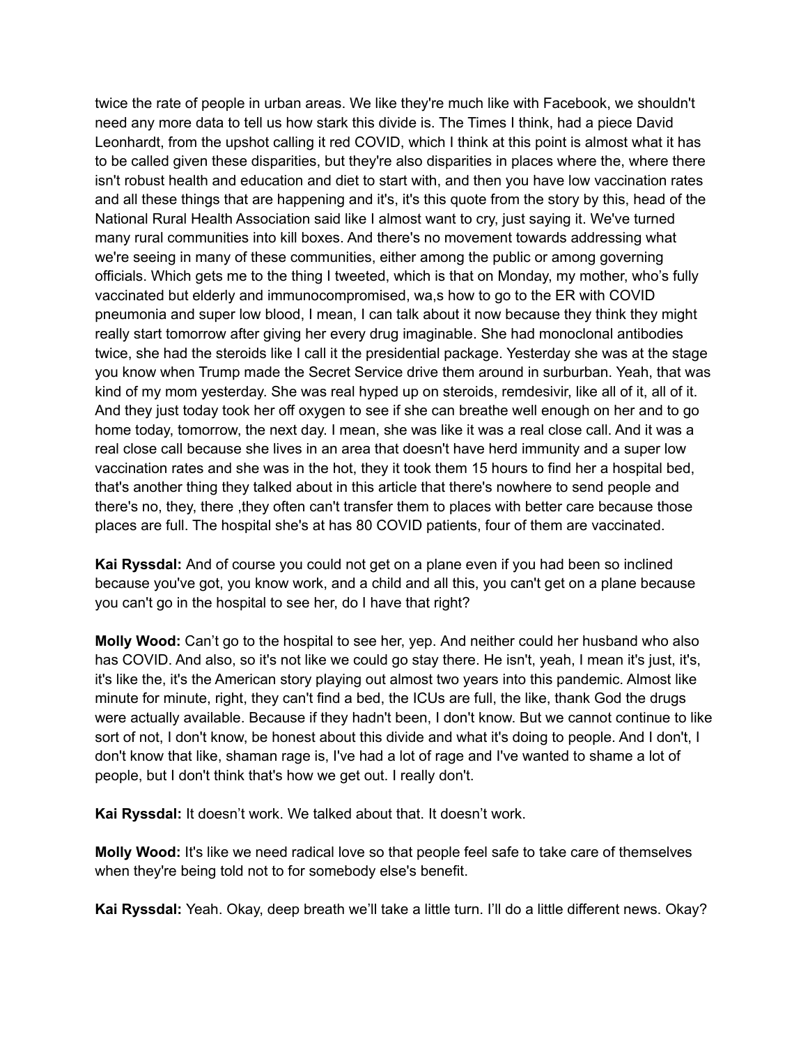twice the rate of people in urban areas. We like they're much like with Facebook, we shouldn't need any more data to tell us how stark this divide is. The Times I think, had a piece David Leonhardt, from the upshot calling it red COVID, which I think at this point is almost what it has to be called given these disparities, but they're also disparities in places where the, where there isn't robust health and education and diet to start with, and then you have low vaccination rates and all these things that are happening and it's, it's this quote from the story by this, head of the National Rural Health Association said like I almost want to cry, just saying it. We've turned many rural communities into kill boxes. And there's no movement towards addressing what we're seeing in many of these communities, either among the public or among governing officials. Which gets me to the thing I tweeted, which is that on Monday, my mother, who's fully vaccinated but elderly and immunocompromised, wa,s how to go to the ER with COVID pneumonia and super low blood, I mean, I can talk about it now because they think they might really start tomorrow after giving her every drug imaginable. She had monoclonal antibodies twice, she had the steroids like I call it the presidential package. Yesterday she was at the stage you know when Trump made the Secret Service drive them around in surburban. Yeah, that was kind of my mom yesterday. She was real hyped up on steroids, remdesivir, like all of it, all of it. And they just today took her off oxygen to see if she can breathe well enough on her and to go home today, tomorrow, the next day. I mean, she was like it was a real close call. And it was a real close call because she lives in an area that doesn't have herd immunity and a super low vaccination rates and she was in the hot, they it took them 15 hours to find her a hospital bed, that's another thing they talked about in this article that there's nowhere to send people and there's no, they, there ,they often can't transfer them to places with better care because those places are full. The hospital she's at has 80 COVID patients, four of them are vaccinated.

**Kai Ryssdal:** And of course you could not get on a plane even if you had been so inclined because you've got, you know work, and a child and all this, you can't get on a plane because you can't go in the hospital to see her, do I have that right?

**Molly Wood:** Can't go to the hospital to see her, yep. And neither could her husband who also has COVID. And also, so it's not like we could go stay there. He isn't, yeah, I mean it's just, it's, it's like the, it's the American story playing out almost two years into this pandemic. Almost like minute for minute, right, they can't find a bed, the ICUs are full, the like, thank God the drugs were actually available. Because if they hadn't been, I don't know. But we cannot continue to like sort of not, I don't know, be honest about this divide and what it's doing to people. And I don't, I don't know that like, shaman rage is, I've had a lot of rage and I've wanted to shame a lot of people, but I don't think that's how we get out. I really don't.

**Kai Ryssdal:** It doesn't work. We talked about that. It doesn't work.

**Molly Wood:** It's like we need radical love so that people feel safe to take care of themselves when they're being told not to for somebody else's benefit.

**Kai Ryssdal:** Yeah. Okay, deep breath we'll take a little turn. I'll do a little different news. Okay?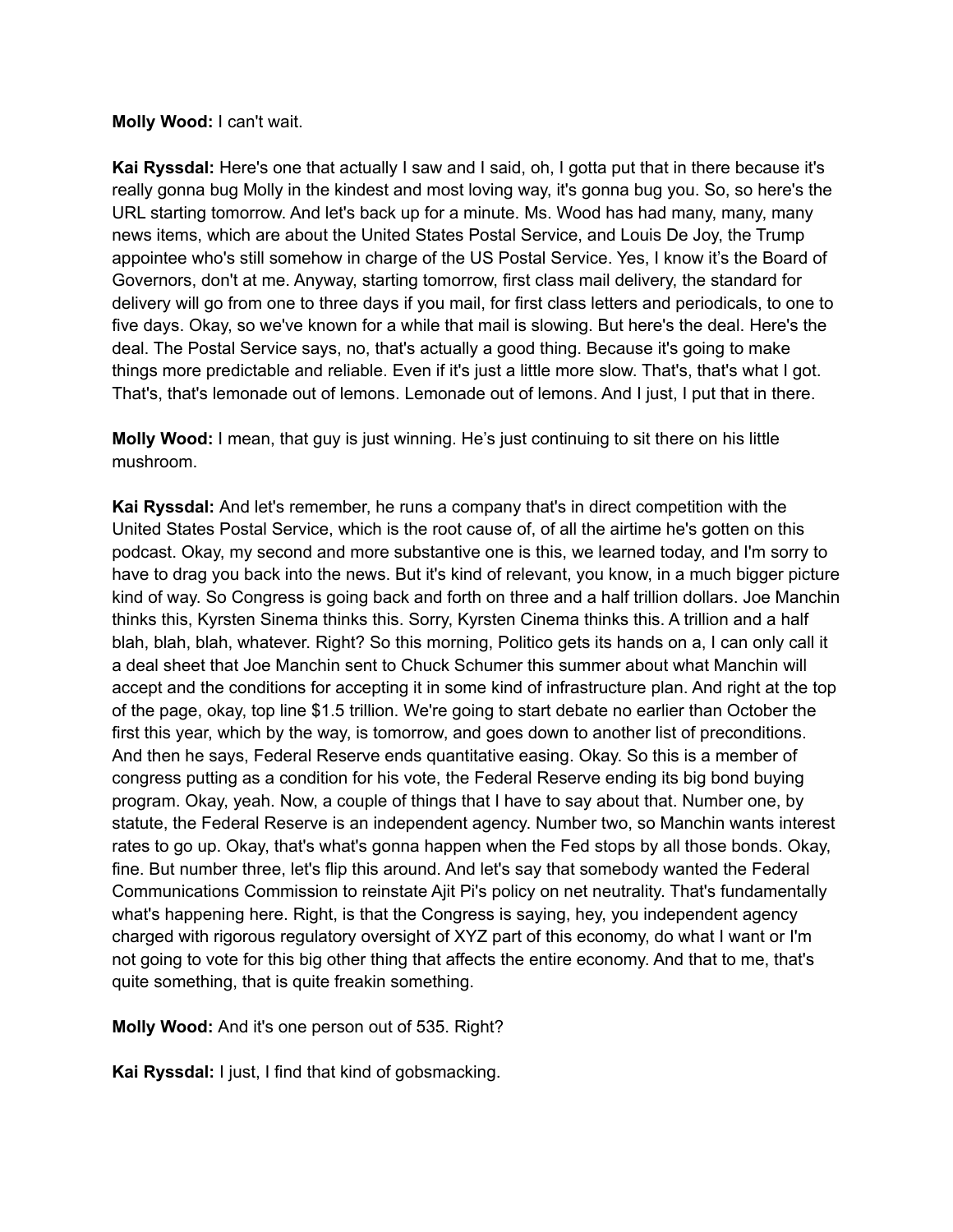**Molly Wood:** I can't wait.

**Kai Ryssdal:** Here's one that actually I saw and I said, oh, I gotta put that in there because it's really gonna bug Molly in the kindest and most loving way, it's gonna bug you. So, so here's the URL starting tomorrow. And let's back up for a minute. Ms. Wood has had many, many, many news items, which are about the United States Postal Service, and Louis De Joy, the Trump appointee who's still somehow in charge of the US Postal Service. Yes, I know it's the Board of Governors, don't at me. Anyway, starting tomorrow, first class mail delivery, the standard for delivery will go from one to three days if you mail, for first class letters and periodicals, to one to five days. Okay, so we've known for a while that mail is slowing. But here's the deal. Here's the deal. The Postal Service says, no, that's actually a good thing. Because it's going to make things more predictable and reliable. Even if it's just a little more slow. That's, that's what I got. That's, that's lemonade out of lemons. Lemonade out of lemons. And I just, I put that in there.

**Molly Wood:** I mean, that guy is just winning. He's just continuing to sit there on his little mushroom.

**Kai Ryssdal:** And let's remember, he runs a company that's in direct competition with the United States Postal Service, which is the root cause of, of all the airtime he's gotten on this podcast. Okay, my second and more substantive one is this, we learned today, and I'm sorry to have to drag you back into the news. But it's kind of relevant, you know, in a much bigger picture kind of way. So Congress is going back and forth on three and a half trillion dollars. Joe Manchin thinks this, Kyrsten Sinema thinks this. Sorry, Kyrsten Cinema thinks this. A trillion and a half blah, blah, blah, whatever. Right? So this morning, Politico gets its hands on a, I can only call it a deal sheet that Joe Manchin sent to Chuck Schumer this summer about what Manchin will accept and the conditions for accepting it in some kind of infrastructure plan. And right at the top of the page, okay, top line $1.5 trillion. We're going to start debate no earlier than October the first this year, which by the way, is tomorrow, and goes down to another list of preconditions. And then he says, Federal Reserve ends quantitative easing. Okay. So this is a member of congress putting as a condition for his vote, the Federal Reserve ending its big bond buying program. Okay, yeah. Now, a couple of things that I have to say about that. Number one, by statute, the Federal Reserve is an independent agency. Number two, so Manchin wants interest rates to go up. Okay, that's what's gonna happen when the Fed stops by all those bonds. Okay, fine. But number three, let's flip this around. And let's say that somebody wanted the Federal Communications Commission to reinstate Ajit Pi's policy on net neutrality. That's fundamentally what's happening here. Right, is that the Congress is saying, hey, you independent agency charged with rigorous regulatory oversight of XYZ part of this economy, do what I want or I'm not going to vote for this big other thing that affects the entire economy. And that to me, that's quite something, that is quite freakin something.

**Molly Wood:** And it's one person out of 535. Right?

**Kai Ryssdal:** I just, I find that kind of gobsmacking.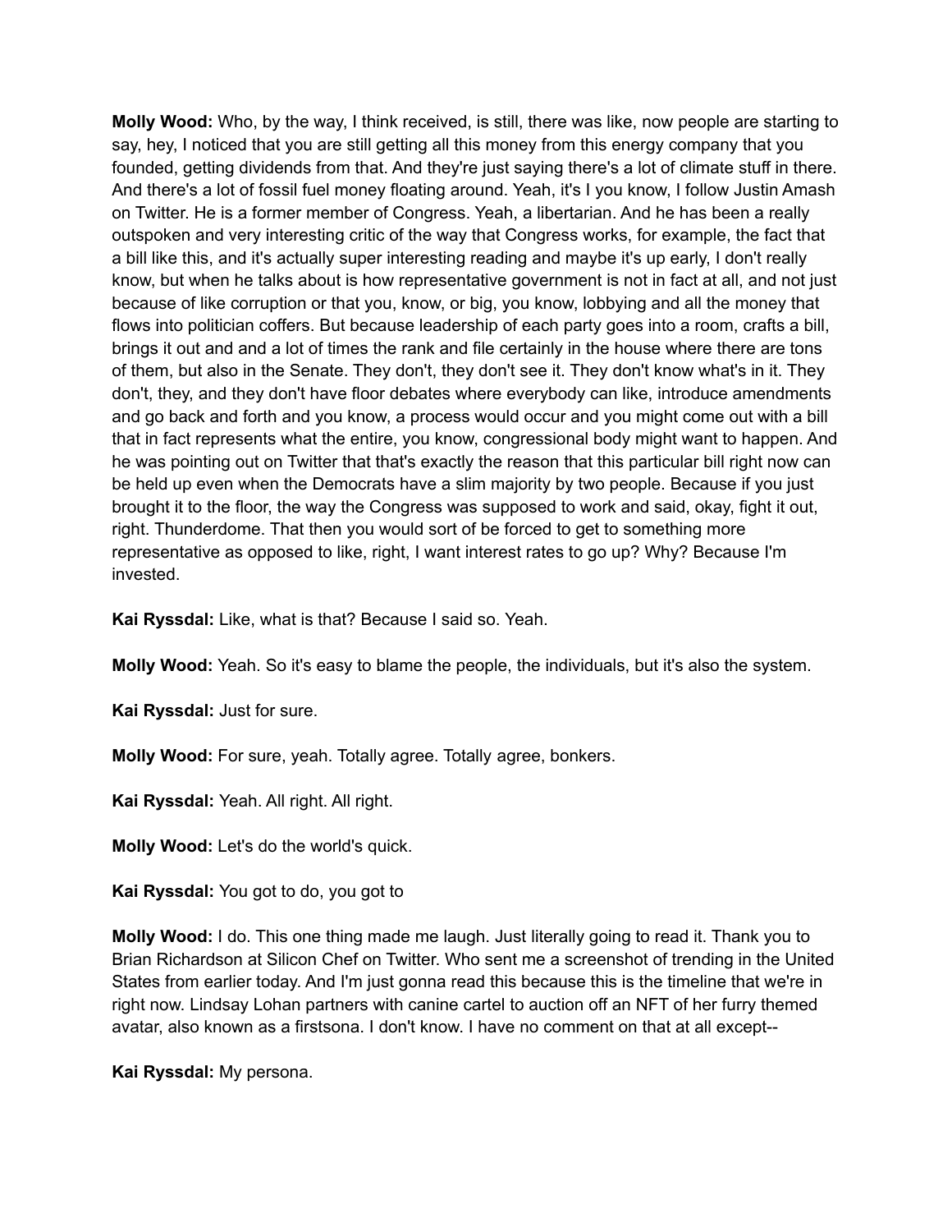**Molly Wood:** Who, by the way, I think received, is still, there was like, now people are starting to say, hey, I noticed that you are still getting all this money from this energy company that you founded, getting dividends from that. And they're just saying there's a lot of climate stuff in there. And there's a lot of fossil fuel money floating around. Yeah, it's I you know, I follow Justin Amash on Twitter. He is a former member of Congress. Yeah, a libertarian. And he has been a really outspoken and very interesting critic of the way that Congress works, for example, the fact that a bill like this, and it's actually super interesting reading and maybe it's up early, I don't really know, but when he talks about is how representative government is not in fact at all, and not just because of like corruption or that you, know, or big, you know, lobbying and all the money that flows into politician coffers. But because leadership of each party goes into a room, crafts a bill, brings it out and and a lot of times the rank and file certainly in the house where there are tons of them, but also in the Senate. They don't, they don't see it. They don't know what's in it. They don't, they, and they don't have floor debates where everybody can like, introduce amendments and go back and forth and you know, a process would occur and you might come out with a bill that in fact represents what the entire, you know, congressional body might want to happen. And he was pointing out on Twitter that that's exactly the reason that this particular bill right now can be held up even when the Democrats have a slim majority by two people. Because if you just brought it to the floor, the way the Congress was supposed to work and said, okay, fight it out, right. Thunderdome. That then you would sort of be forced to get to something more representative as opposed to like, right, I want interest rates to go up? Why? Because I'm invested.

**Kai Ryssdal:** Like, what is that? Because I said so. Yeah.

**Molly Wood:** Yeah. So it's easy to blame the people, the individuals, but it's also the system.

**Kai Ryssdal:** Just for sure.

**Molly Wood:** For sure, yeah. Totally agree. Totally agree, bonkers.

**Kai Ryssdal:** Yeah. All right. All right.

**Molly Wood:** Let's do the world's quick.

**Kai Ryssdal:** You got to do, you got to

**Molly Wood:** I do. This one thing made me laugh. Just literally going to read it. Thank you to Brian Richardson at Silicon Chef on Twitter. Who sent me a screenshot of trending in the United States from earlier today. And I'm just gonna read this because this is the timeline that we're in right now. Lindsay Lohan partners with canine cartel to auction off an NFT of her furry themed avatar, also known as a firstsona. I don't know. I have no comment on that at all except--

**Kai Ryssdal:** My persona.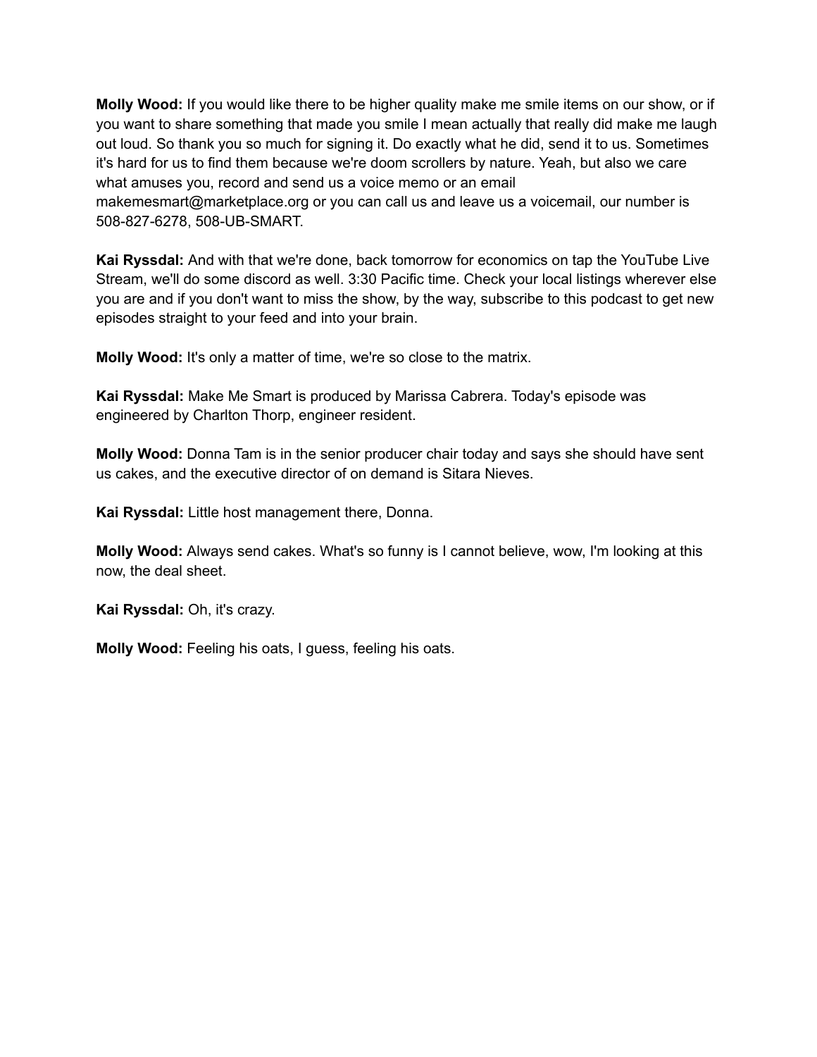**Molly Wood:** If you would like there to be higher quality make me smile items on our show, or if you want to share something that made you smile I mean actually that really did make me laugh out loud. So thank you so much for signing it. Do exactly what he did, send it to us. Sometimes it's hard for us to find them because we're doom scrollers by nature. Yeah, but also we care what amuses you, record and send us a voice memo or an email makemesmart@marketplace.org or you can call us and leave us a voicemail, our number is 508-827-6278, 508-UB-SMART.

**Kai Ryssdal:** And with that we're done, back tomorrow for economics on tap the YouTube Live Stream, we'll do some discord as well. 3:30 Pacific time. Check your local listings wherever else you are and if you don't want to miss the show, by the way, subscribe to this podcast to get new episodes straight to your feed and into your brain.

**Molly Wood:** It's only a matter of time, we're so close to the matrix.

**Kai Ryssdal:** Make Me Smart is produced by Marissa Cabrera. Today's episode was engineered by Charlton Thorp, engineer resident.

**Molly Wood:** Donna Tam is in the senior producer chair today and says she should have sent us cakes, and the executive director of on demand is Sitara Nieves.

**Kai Ryssdal:** Little host management there, Donna.

**Molly Wood:** Always send cakes. What's so funny is I cannot believe, wow, I'm looking at this now, the deal sheet.

**Kai Ryssdal:** Oh, it's crazy.

**Molly Wood:** Feeling his oats, I guess, feeling his oats.